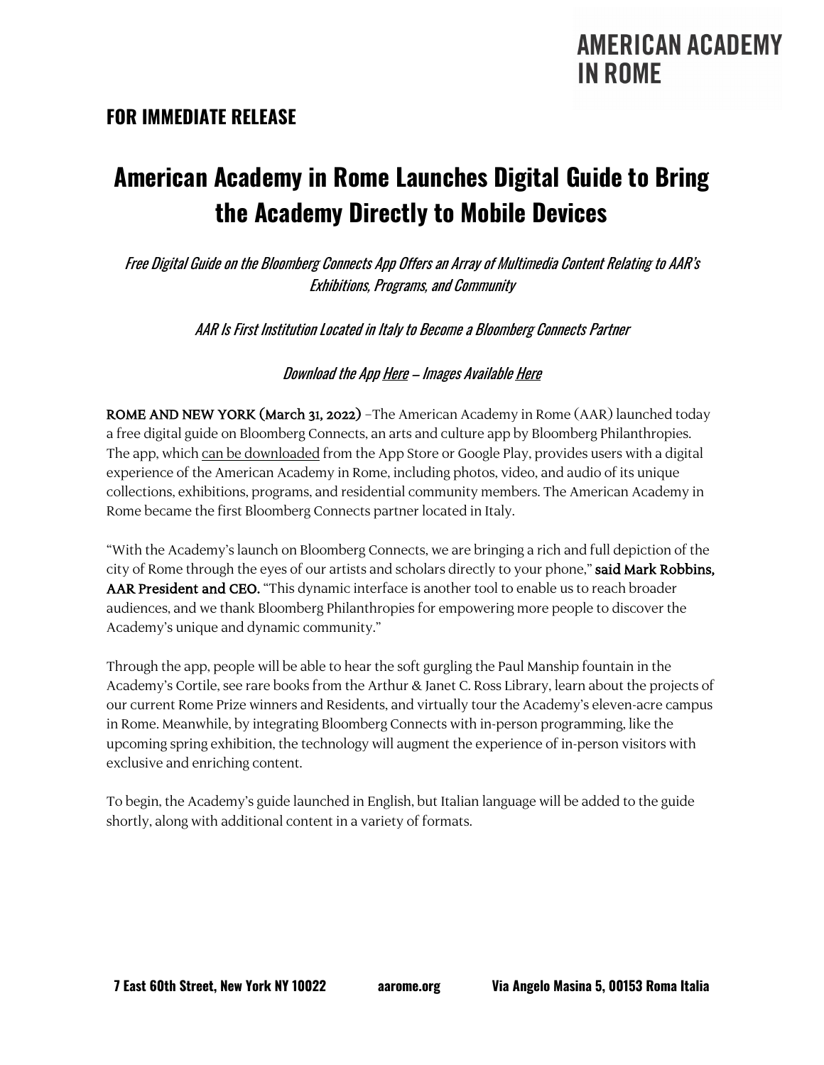**AMERICAN ACADEMY IN ROME**

**FOR IMMEDIATE RELEASE**

# American Academy in Rome Launches Digital Guide to Bring the Academy Directly to Mobile Devices

*Free Digital Guide on the Bloomberg Connects App Offers an Array of Multimedia Content Relating to AAR's Exhibitions, Programs, and Community*

*AAR Is First Institution Located in Italy to Become a Bloomberg Connects Partner*

*Download the App Here – Images Available Here*

**ROME AND NEW YORK (March 31, 2022)** –The American Academy in Rome (AAR) launched today a free digital guide on Bloomberg Connects, an arts and culture app by Bloomberg Philanthropies. The app, which can be downloaded from the App Store or Google Play, provides users with a digital experience of the American Academy in Rome, including photos, video, and audio of its unique collections, exhibitions, programs, and residential community members. The American Academy in Rome became the first Bloomberg Connects partner located in Italy.

"With the Academy's launch on Bloomberg Connects, we are bringing a rich and full depiction of the city of Rome through the eyes of our artists and scholars directly to your phone," **said Mark Robbins, AAR President and CEO.** "This dynamic interface is another tool to enable us to reach broader audiences, and we thank Bloomberg Philanthropies for empowering more people to discover the Academy's unique and dynamic community."

Through the app, people will be able to hear the soft gurgling the Paul Manship fountain in the Academy's Cortile, see rare books from the Arthur & Janet C. Ross Library, learn about the projects of our current Rome Prize winners and Residents, and virtually tour the Academy's eleven-acre campus in Rome. Meanwhile, by integrating Bloomberg Connects with in-person programming, like the upcoming spring exhibition, the technology will augment the experience of in-person visitors with exclusive and enriching content.

To begin, the Academy's guide launched in English, but Italian language will be added to the guide shortly, along with additional content in a variety of formats.

**7 East 60th Street, New York NY 10022 aarome.org Via Angelo Masina 5, 00153 Roma Italia**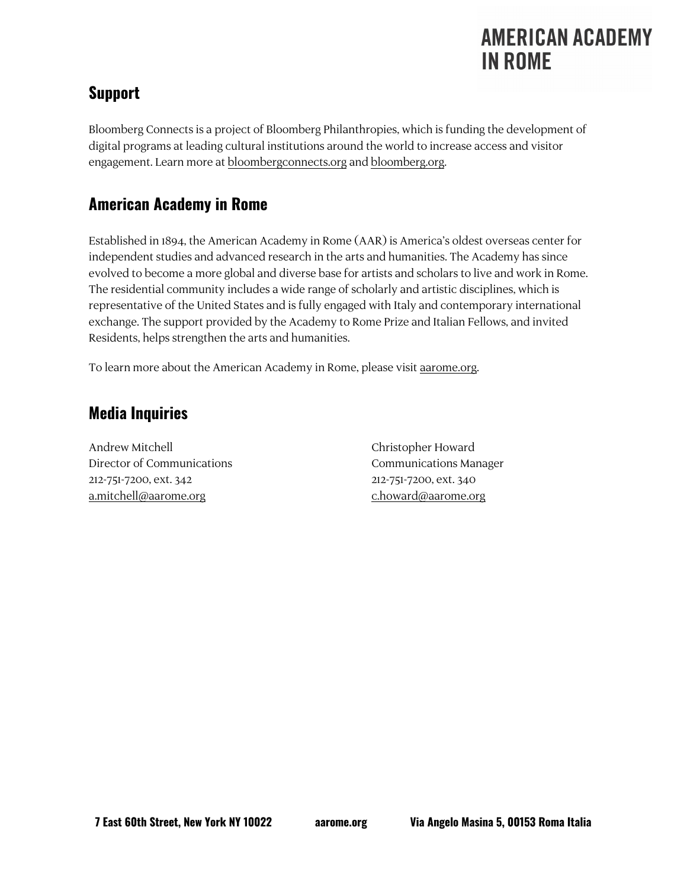## Support

Bloomberg Connects is a project of Bloomberg Philanthropies, which is funding the development of digital programs at leading cultural institutions around the world to increase access and visitor engagement. Learn more at bloombergconnects.org and bloomberg.org.

## American Academy in Rome

Established in 1894, the American Academy in Rome (AAR) is America's oldest overseas center for independent studies and advanced research in the arts and humanities. The Academy has since evolved to become a more global and diverse base for artists and scholars to live and work in Rome. The residential community includes a wide range of scholarly and artistic disciplines, which is representative of the United States and is fully engaged with Italy and contemporary international exchange. The support provided by the Academy to Rome Prize and Italian Fellows, and invited Residents, helps strengthen the arts and humanities.

To learn more about the American Academy in Rome, please visit aarome.org.

## Media Inquiries

Andrew Mitchell
Director of Communications
212-751-7200, ext. 342
a.mitchell@aarome.org

Christopher Howard
Communications Manager
212-751-7200, ext. 340
c.howard@aarome.org